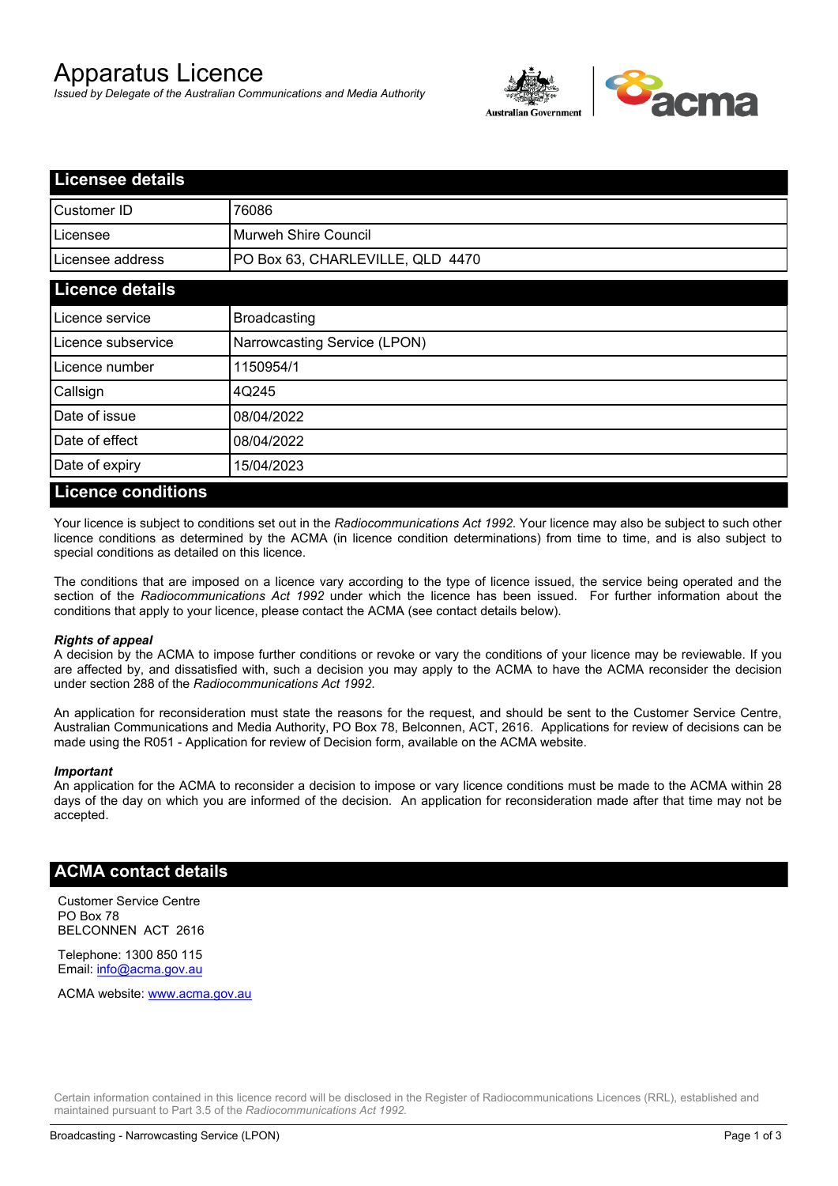# Apparatus Licence

*Issued by Delegate of the Australian Communications and Media Authority*

## Licensee details

| | |
|---|---|
| Customer ID | 76086 |
| Licensee | Murweh Shire Council |
| Licensee address | PO Box 63, CHARLEVILLE, QLD 4470 |

## Licence details

| | |
|---|---|
| Licence service | Broadcasting |
| Licence subservice | Narrowcasting Service (LPON) |
| Licence number | 1150954/1 |
| Callsign | 4Q245 |
| Date of issue | 08/04/2022 |
| Date of effect | 08/04/2022 |
| Date of expiry | 15/04/2023 |

## Licence conditions

Your licence is subject to conditions set out in the *Radiocommunications Act 1992*. Your licence may also be subject to such other licence conditions as determined by the ACMA (in licence condition determinations) from time to time, and is also subject to special conditions as detailed on this licence.

The conditions that are imposed on a licence vary according to the type of licence issued, the service being operated and the section of the *Radiocommunications Act 1992* under which the licence has been issued. For further information about the conditions that apply to your licence, please contact the ACMA (see contact details below).

***Rights of appeal***

A decision by the ACMA to impose further conditions or revoke or vary the conditions of your licence may be reviewable. If you are affected by, and dissatisfied with, such a decision you may apply to the ACMA to have the ACMA reconsider the decision under section 288 of the *Radiocommunications Act 1992*.

An application for reconsideration must state the reasons for the request, and should be sent to the Customer Service Centre, Australian Communications and Media Authority, PO Box 78, Belconnen, ACT, 2616. Applications for review of decisions can be made using the R051 - Application for review of Decision form, available on the ACMA website.

***Important***

An application for the ACMA to reconsider a decision to impose or vary licence conditions must be made to the ACMA within 28 days of the day on which you are informed of the decision. An application for reconsideration made after that time may not be accepted.

## ACMA contact details

Customer Service Centre
PO Box 78
BELCONNEN ACT 2616

Telephone: 1300 850 115
Email: info@acma.gov.au

ACMA website: www.acma.gov.au

Certain information contained in this licence record will be disclosed in the Register of Radiocommunications Licences (RRL), established and maintained pursuant to Part 3.5 of the *Radiocommunications Act 1992.*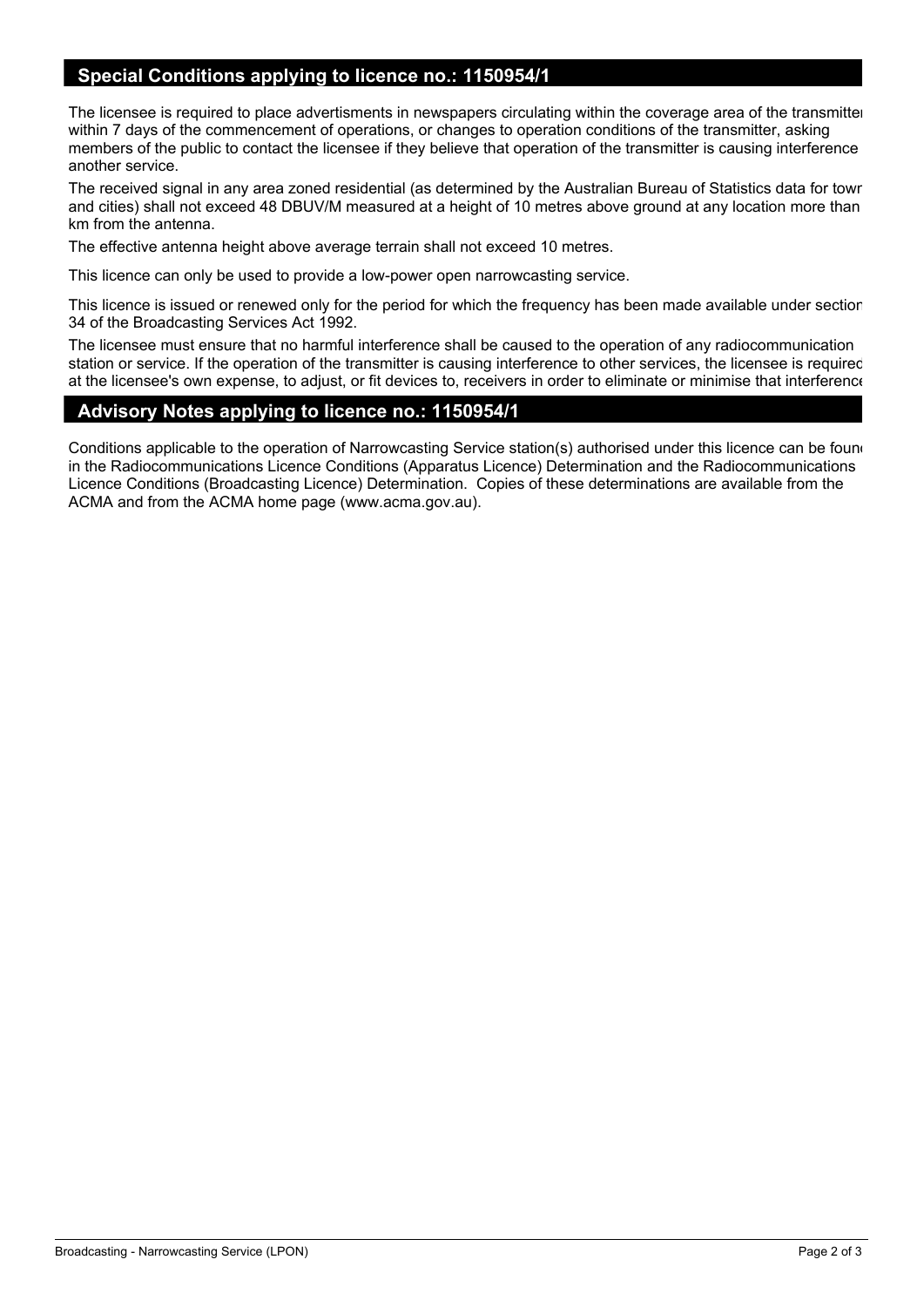## Special Conditions applying to licence no.: 1150954/1

The licensee is required to place advertisments in newspapers circulating within the coverage area of the transmitter within 7 days of the commencement of operations, or changes to operation conditions of the transmitter, asking members of the public to contact the licensee if they believe that operation of the transmitter is causing interference another service.

The received signal in any area zoned residential (as determined by the Australian Bureau of Statistics data for town and cities) shall not exceed 48 DBUV/M measured at a height of 10 metres above ground at any location more than km from the antenna.

The effective antenna height above average terrain shall not exceed 10 metres.

This licence can only be used to provide a low-power open narrowcasting service.

This licence is issued or renewed only for the period for which the frequency has been made available under section 34 of the Broadcasting Services Act 1992.

The licensee must ensure that no harmful interference shall be caused to the operation of any radiocommunication station or service. If the operation of the transmitter is causing interference to other services, the licensee is required at the licensee's own expense, to adjust, or fit devices to, receivers in order to eliminate or minimise that interference

## Advisory Notes applying to licence no.: 1150954/1

Conditions applicable to the operation of Narrowcasting Service station(s) authorised under this licence can be found in the Radiocommunications Licence Conditions (Apparatus Licence) Determination and the Radiocommunications Licence Conditions (Broadcasting Licence) Determination. Copies of these determinations are available from the ACMA and from the ACMA home page (www.acma.gov.au).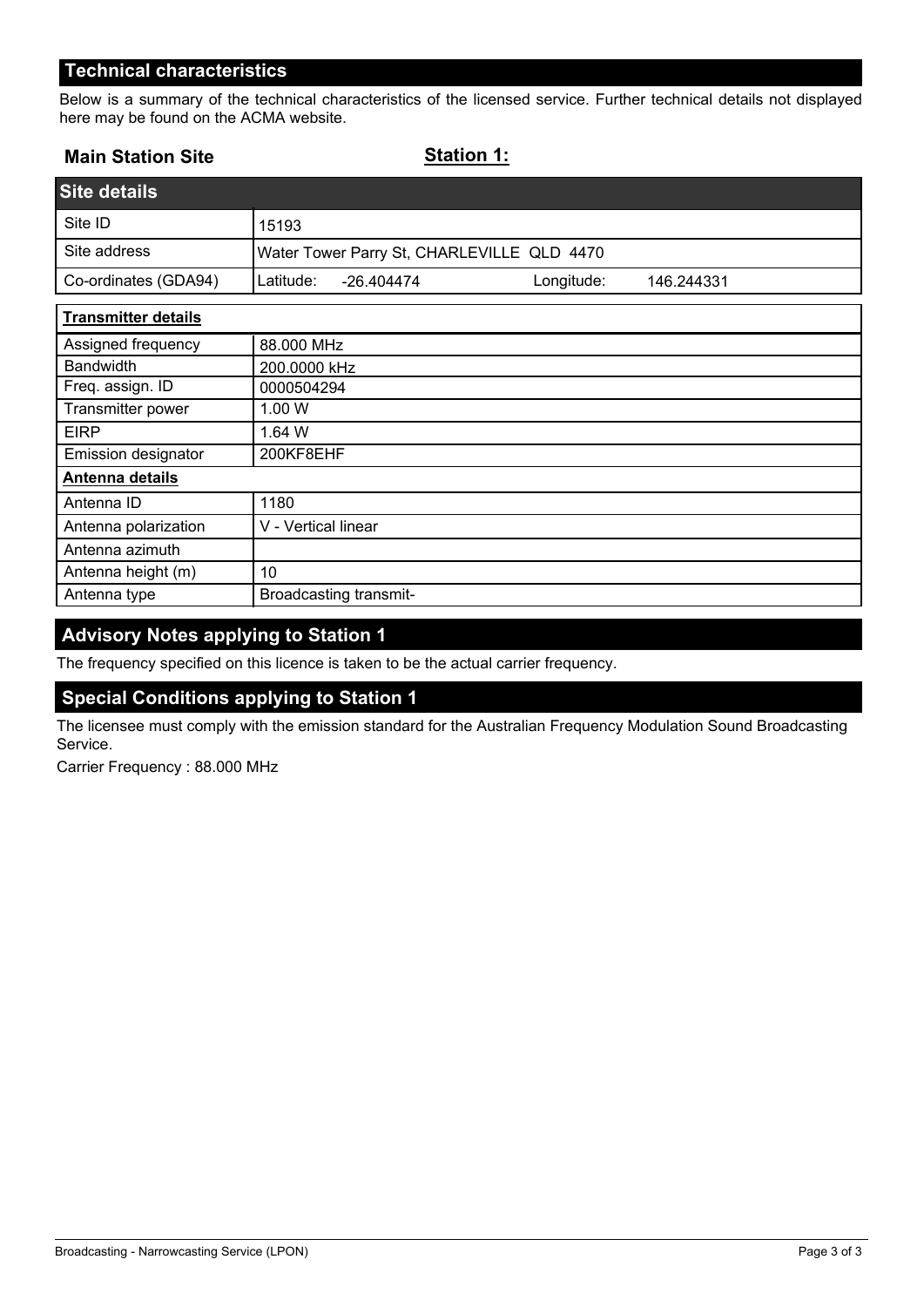## Technical characteristics

Below is a summary of the technical characteristics of the licensed service. Further technical details not displayed here may be found on the ACMA website.

**Main Station Site** **Station 1:**

| Site details | |
|---|---|
| Site ID | 15193 |
| Site address | Water Tower Parry St, CHARLEVILLE QLD 4470 |
| Co-ordinates (GDA94) | Latitude: -26.404474 Longitude: 146.244331 |

| Transmitter details | |
|---|---|
| Assigned frequency | 88.000 MHz |
| Bandwidth | 200.0000 kHz |
| Freq. assign. ID | 0000504294 |
| Transmitter power | 1.00 W |
| EIRP | 1.64 W |
| Emission designator | 200KF8EHF |
| **Antenna details** | |
| Antenna ID | 1180 |
| Antenna polarization | V - Vertical linear |
| Antenna azimuth | |
| Antenna height (m) | 10 |
| Antenna type | Broadcasting transmit- |

## Advisory Notes applying to Station 1

The frequency specified on this licence is taken to be the actual carrier frequency.

## Special Conditions applying to Station 1

The licensee must comply with the emission standard for the Australian Frequency Modulation Sound Broadcasting Service.

Carrier Frequency : 88.000 MHz